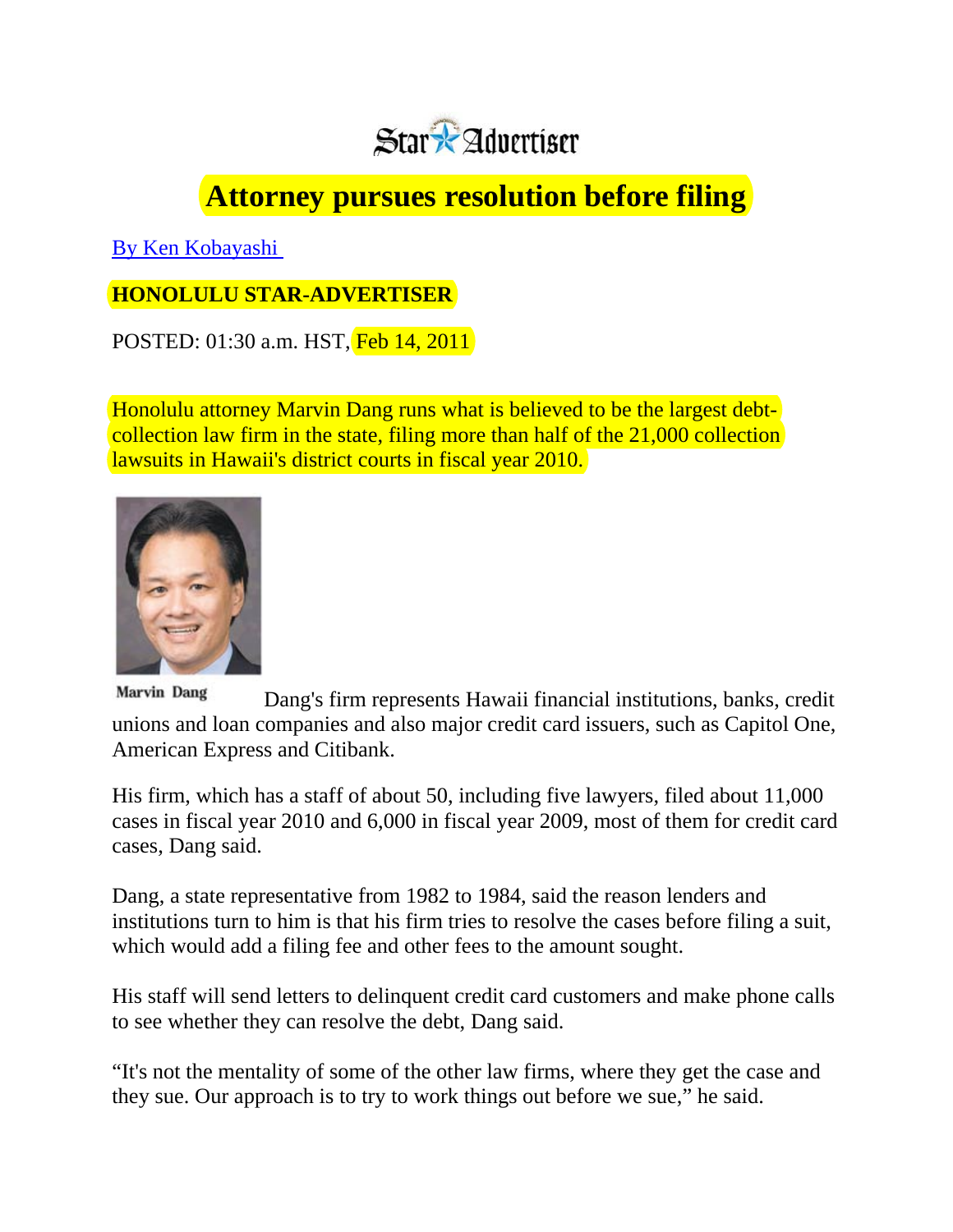Star Advertiser

# Attorney pursues resolution before filing

By Ken Kobayashi

**HONOLULU STAR-ADVERTISER**

POSTED: 01:30 a.m. HST, Feb 14, 2011

Honolulu attorney Marvin Dang runs what is believed to be the largest debt-collection law firm in the state, filing more than half of the 21,000 collection lawsuits in Hawaii's district courts in fiscal year 2010.

Marvin Dang

Dang's firm represents Hawaii financial institutions, banks, credit unions and loan companies and also major credit card issuers, such as Capitol One, American Express and Citibank.

His firm, which has a staff of about 50, including five lawyers, filed about 11,000 cases in fiscal year 2010 and 6,000 in fiscal year 2009, most of them for credit card cases, Dang said.

Dang, a state representative from 1982 to 1984, said the reason lenders and institutions turn to him is that his firm tries to resolve the cases before filing a suit, which would add a filing fee and other fees to the amount sought.

His staff will send letters to delinquent credit card customers and make phone calls to see whether they can resolve the debt, Dang said.

"It's not the mentality of some of the other law firms, where they get the case and they sue. Our approach is to try to work things out before we sue," he said.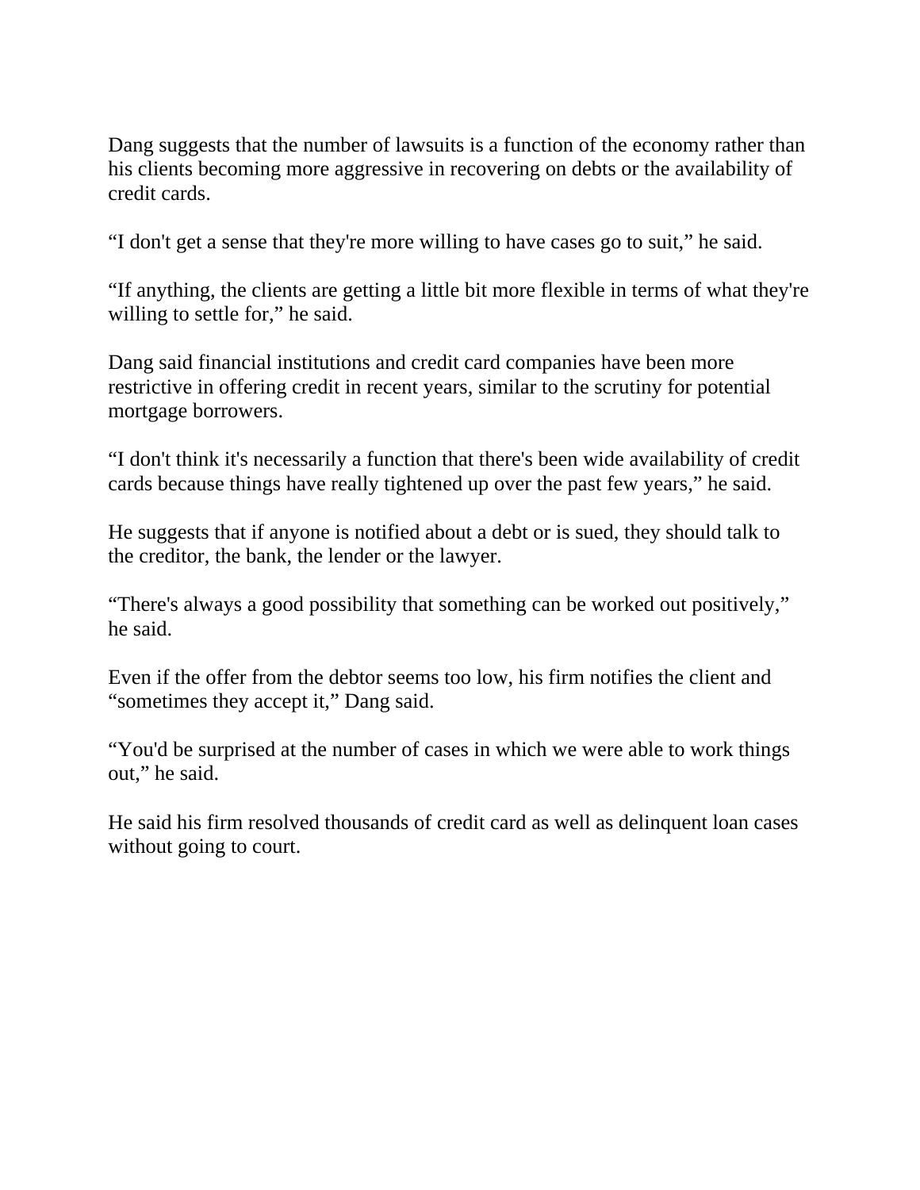Dang suggests that the number of lawsuits is a function of the economy rather than his clients becoming more aggressive in recovering on debts or the availability of credit cards.

“I don't get a sense that they're more willing to have cases go to suit,” he said.

“If anything, the clients are getting a little bit more flexible in terms of what they're willing to settle for,” he said.

Dang said financial institutions and credit card companies have been more restrictive in offering credit in recent years, similar to the scrutiny for potential mortgage borrowers.

“I don't think it's necessarily a function that there's been wide availability of credit cards because things have really tightened up over the past few years,” he said.

He suggests that if anyone is notified about a debt or is sued, they should talk to the creditor, the bank, the lender or the lawyer.

“There's always a good possibility that something can be worked out positively,” he said.

Even if the offer from the debtor seems too low, his firm notifies the client and “sometimes they accept it,” Dang said.

“You'd be surprised at the number of cases in which we were able to work things out,” he said.

He said his firm resolved thousands of credit card as well as delinquent loan cases without going to court.